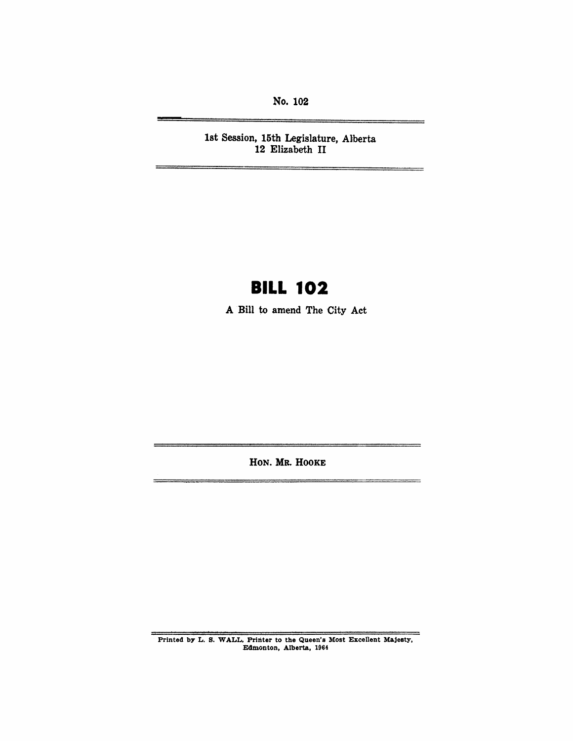No. 102

1st Session, 15th Legislature, Alberta
12 Elizabeth II

# BILL 102

A Bill to amend The City Act

HON. MR. HOOKE

Printed by L. S. WALL, Printer to the Queen's Most Excellent Majesty, Edmonton, Alberta, 1964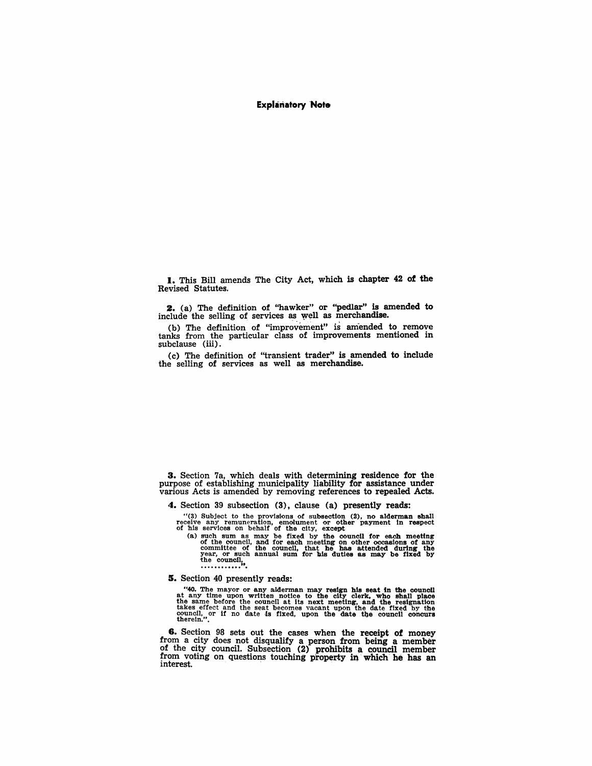# Explanatory Note

**1.** This Bill amends The City Act, which is chapter 42 of the Revised Statutes.

**2.** (a) The definition of "hawker" or "pedlar" is amended to include the selling of services as well as merchandise.

(b) The definition of "improvement" is amended to remove tanks from the particular class of improvements mentioned in subclause (iii).

(c) The definition of "transient trader" is amended to include the selling of services as well as merchandise.

**3.** Section 7a, which deals with determining residence for the purpose of establishing municipality liability for assistance under various Acts is amended by removing references to repealed Acts.

**4.** Section 39 subsection (3), clause (a) presently reads:

> "(3) Subject to the provisions of subsection (2), no alderman shall receive any remuneration, emolument or other payment in respect of his services on behalf of the city, except
>
> (a) such sum as may be fixed by the council for each meeting of the council, and for each meeting on other occasions of any committee of the council, that he has attended during the year, or such annual sum for his duties as may be fixed by the council,
>
> ............".

**5.** Section 40 presently reads:

> "40. The mayor or any alderman may resign his seat in the council at any time upon written notice to the city clerk, who shall place the same before the council at its next meeting, and the resignation takes effect and the seat becomes vacant upon the date fixed by the council, or if no date is fixed, upon the date the council concurs therein.".

**6.** Section 98 sets out the cases when the receipt of money from a city does not disqualify a person from being a member of the city council. Subsection (2) prohibits a council member from voting on questions touching property in which he has an interest.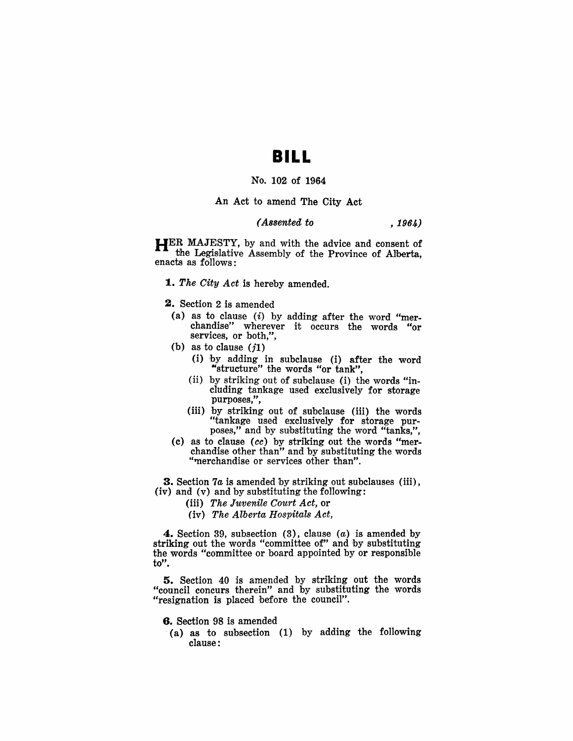# BILL

No. 102 of 1964

An Act to amend The City Act

*(Assented to , 1964)*

HER MAJESTY, by and with the advice and consent of the Legislative Assembly of the Province of Alberta, enacts as follows:

**1.** *The City Act* is hereby amended.

**2.** Section 2 is amended

(a) as to clause (*i*) by adding after the word "merchandise" wherever it occurs the words "or services, or both,",

(b) as to clause (*j*1)

(i) by adding in subclause (i) after the word "structure" the words "or tank",

(ii) by striking out of subclause (i) the words "including tankage used exclusively for storage purposes,",

(iii) by striking out of subclause (iii) the words "tankage used exclusively for storage purposes," and by substituting the word "tanks,",

(c) as to clause (*cc*) by striking out the words "merchandise other than" and by substituting the words "merchandise or services other than".

**3.** Section 7*a* is amended by striking out subclauses (iii), (iv) and (v) and by substituting the following:

(iii) *The Juvenile Court Act*, or

(iv) *The Alberta Hospitals Act*,

**4.** Section 39, subsection (3), clause (*a*) is amended by striking out the words "committee of" and by substituting the words "committee or board appointed by or responsible to".

**5.** Section 40 is amended by striking out the words "council concurs therein" and by substituting the words "resignation is placed before the council".

**6.** Section 98 is amended

(a) as to subsection (1) by adding the following clause: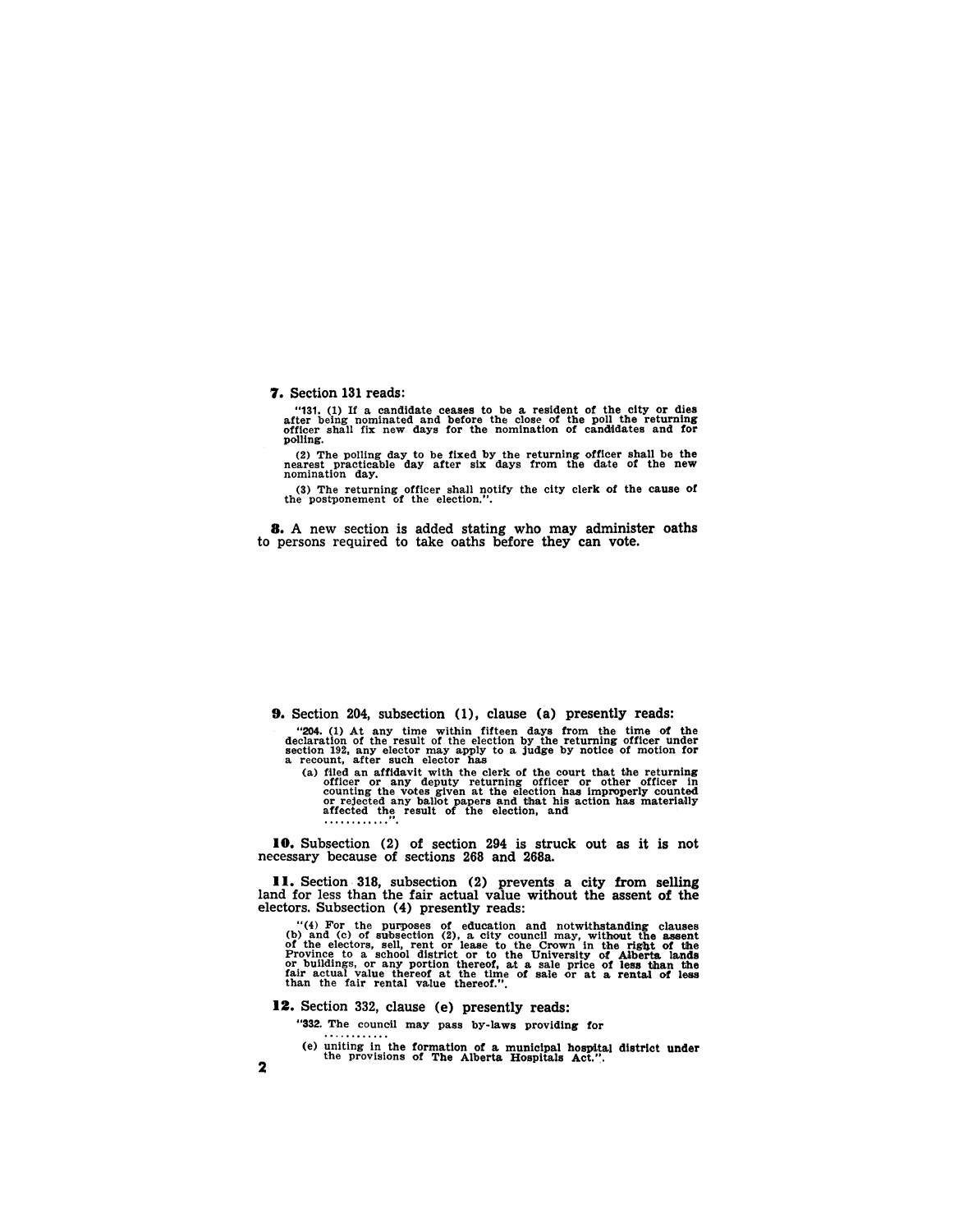**7.** Section 131 reads:

> "131. (1) If a candidate ceases to be a resident of the city or dies after being nominated and before the close of the poll the returning officer shall fix new days for the nomination of candidates and for polling.
>
> (2) The polling day to be fixed by the returning officer shall be the nearest practicable day after six days from the date of the new nomination day.
>
> (3) The returning officer shall notify the city clerk of the cause of the postponement of the election.".

**8.** A new section is added stating who may administer oaths to persons required to take oaths before they can vote.

**9.** Section 204, subsection (1), clause (a) presently reads:

> "204. (1) At any time within fifteen days from the time of the declaration of the result of the election by the returning officer under section 192, any elector may apply to a judge by notice of motion for a recount, after such elector has
>
> (a) filed an affidavit with the clerk of the court that the returning officer or any deputy returning officer or other officer in counting the votes given at the election has improperly counted or rejected any ballot papers and that his action has materially affected the result of the election, and
>
> ............".

**10.** Subsection (2) of section 294 is struck out as it is not necessary because of sections 268 and 268a.

**11.** Section 318, subsection (2) prevents a city from selling land for less than the fair actual value without the assent of the electors. Subsection (4) presently reads:

> "(4) For the purposes of education and notwithstanding clauses (b) and (c) of subsection (2), a city council may, without the assent of the electors, sell, rent or lease to the Crown in the right of the Province to a school district or to the University of Alberta lands or buildings, or any portion thereof, at a sale price of less than the fair actual value thereof at the time of sale or at a rental of less than the fair rental value thereof.".

**12.** Section 332, clause (e) presently reads:

> "332. The council may pass by-laws providing for
>
> ............
>
> (e) uniting in the formation of a municipal hospital district under the provisions of The Alberta Hospitals Act.".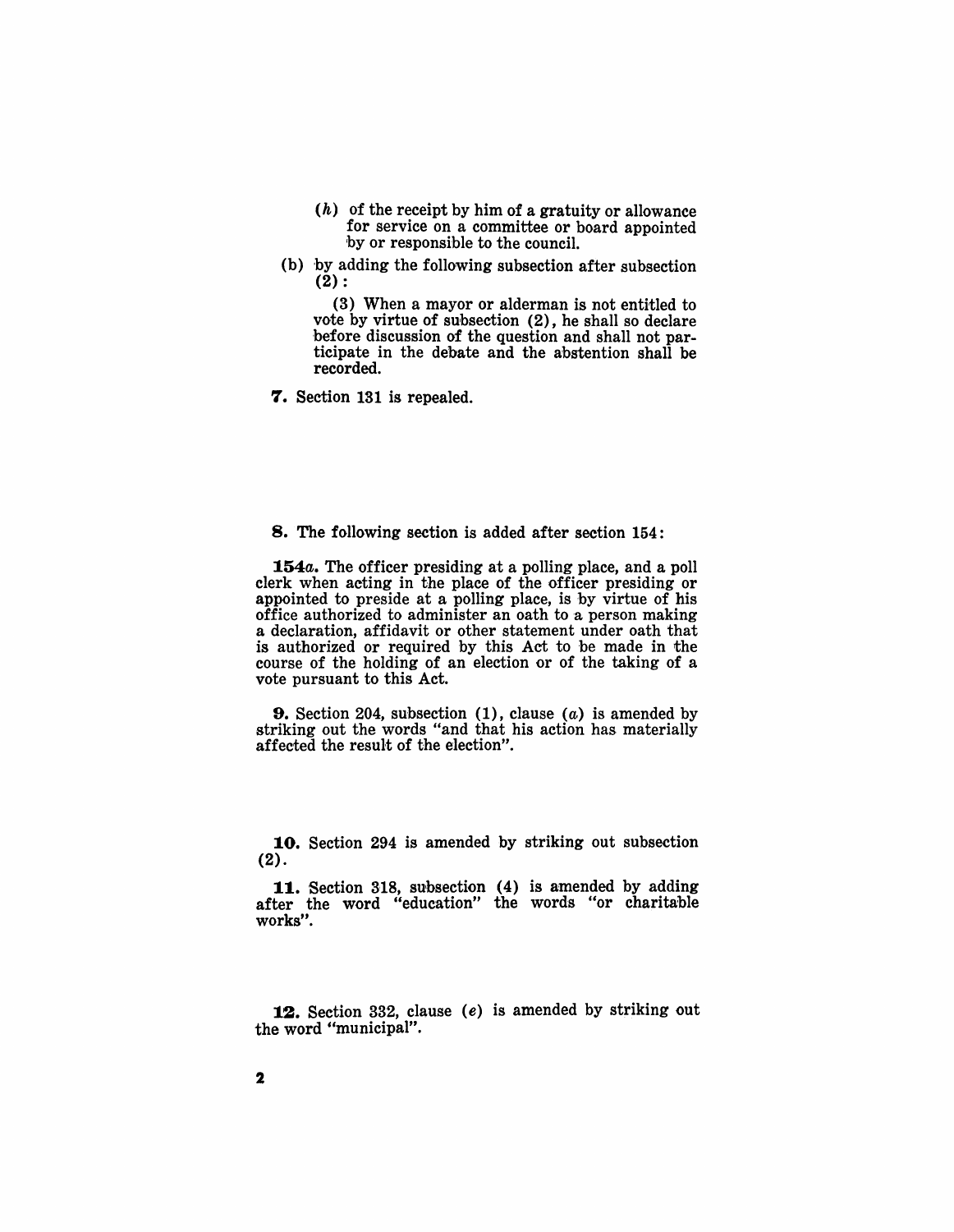(*h*) of the receipt by him of a gratuity or allowance for service on a committee or board appointed by or responsible to the council.

(b) by adding the following subsection after subsection (2):

(3) When a mayor or alderman is not entitled to vote by virtue of subsection (2), he shall so declare before discussion of the question and shall not participate in the debate and the abstention shall be recorded.

**7.** Section 131 is repealed.

**8.** The following section is added after section 154:

**154*a*.** The officer presiding at a polling place, and a poll clerk when acting in the place of the officer presiding or appointed to preside at a polling place, is by virtue of his office authorized to administer an oath to a person making a declaration, affidavit or other statement under oath that is authorized or required by this Act to be made in the course of the holding of an election or of the taking of a vote pursuant to this Act.

**9.** Section 204, subsection (1), clause (*a*) is amended by striking out the words "and that his action has materially affected the result of the election".

**10.** Section 294 is amended by striking out subsection (2).

**11.** Section 318, subsection (4) is amended by adding after the word "education" the words "or charitable works".

**12.** Section 332, clause (*e*) is amended by striking out the word "municipal".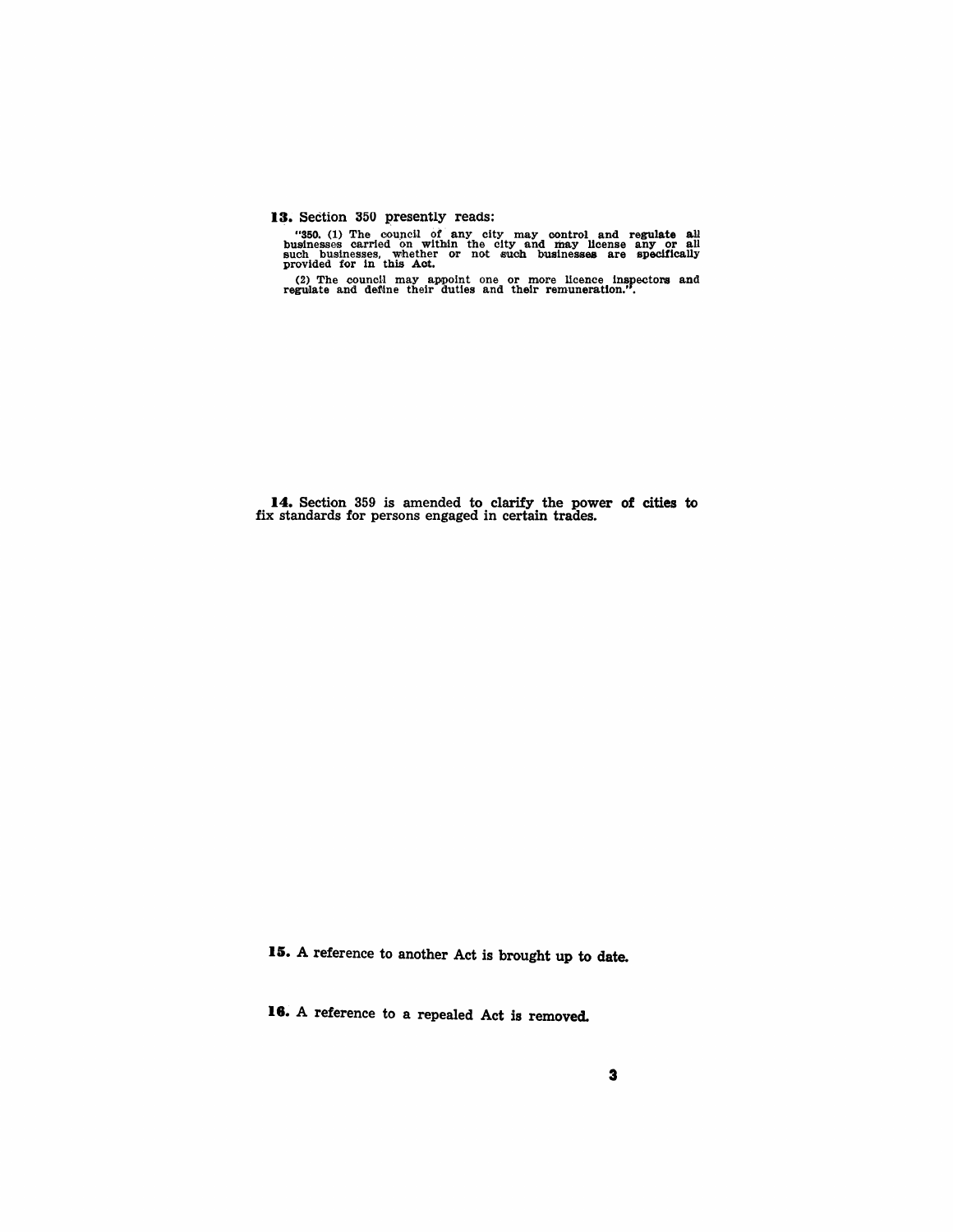**13.** Section 350 presently reads:

"350. (1) The council of any city may control and regulate all businesses carried on within the city and may license any or all such businesses, whether or not such businesses are specifically provided for in this Act.

(2) The council may appoint one or more licence inspectors and regulate and define their duties and their remuneration.".

**14.** Section 359 is amended to clarify the power of cities to fix standards for persons engaged in certain trades.

**15.** A reference to another Act is brought up to date.

**16.** A reference to a repealed Act is removed.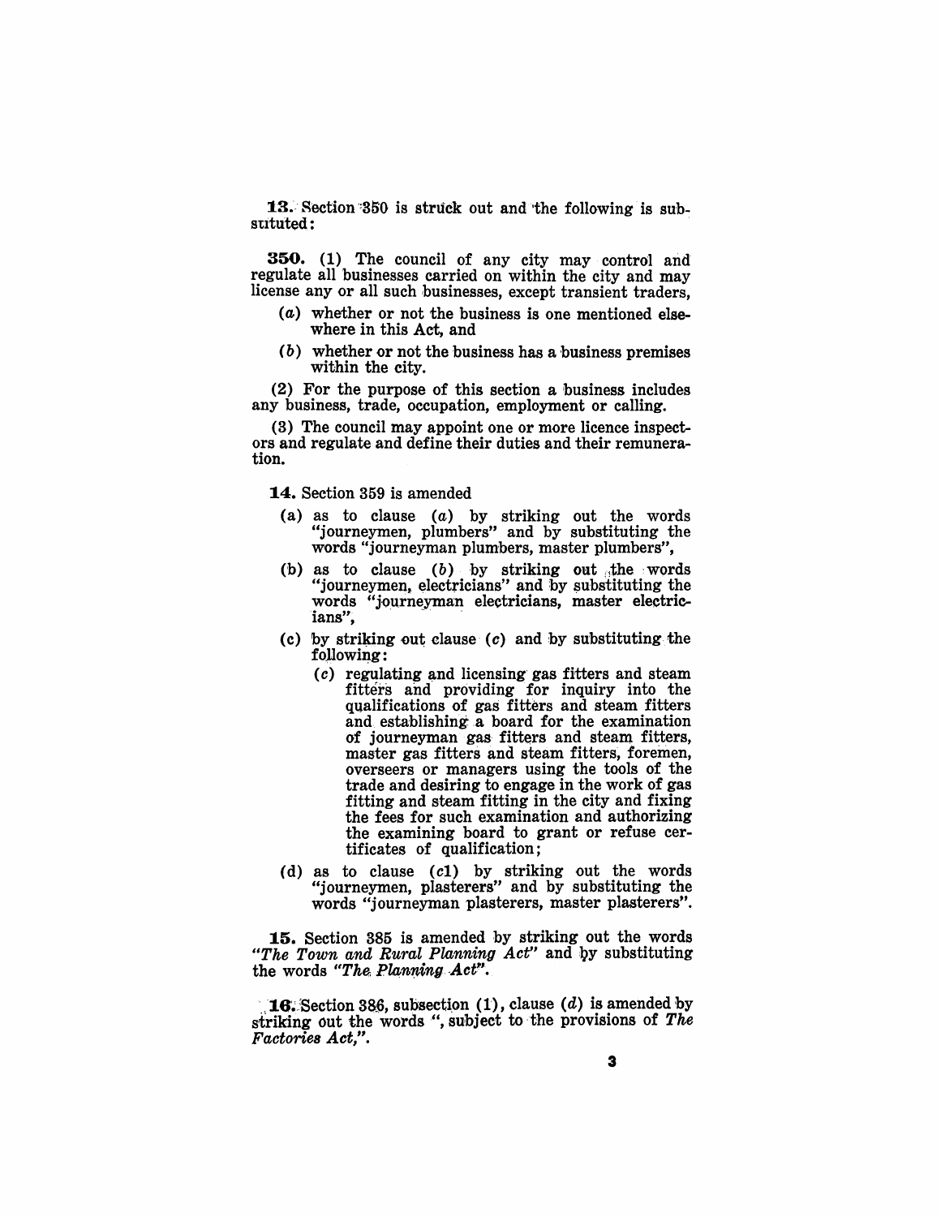**13.** Section 350 is struck out and the following is substituted:

**350.** (1) The council of any city may control and regulate all businesses carried on within the city and may license any or all such businesses, except transient traders,

- (*a*) whether or not the business is one mentioned elsewhere in this Act, and
- (*b*) whether or not the business has a business premises within the city.

(2) For the purpose of this section a business includes any business, trade, occupation, employment or calling.

(3) The council may appoint one or more licence inspectors and regulate and define their duties and their remuneration.

**14.** Section 359 is amended

- (a) as to clause (*a*) by striking out the words "journeymen, plumbers" and by substituting the words "journeyman plumbers, master plumbers",
- (b) as to clause (*b*) by striking out the words "journeymen, electricians" and by substituting the words "journeyman electricians, master electricians",
- (c) by striking out clause (*c*) and by substituting the following:
  - (*c*) regulating and licensing gas fitters and steam fitters and providing for inquiry into the qualifications of gas fitters and steam fitters and establishing a board for the examination of journeyman gas fitters and steam fitters, master gas fitters and steam fitters, foremen, overseers or managers using the tools of the trade and desiring to engage in the work of gas fitting and steam fitting in the city and fixing the fees for such examination and authorizing the examining board to grant or refuse certificates of qualification;
- (d) as to clause (*c1*) by striking out the words "journeymen, plasterers" and by substituting the words "journeyman plasterers, master plasterers".

**15.** Section 385 is amended by striking out the words "*The Town and Rural Planning Act*" and by substituting the words "*The Planning Act*".

**16.** Section 386, subsection (1), clause (*d*) is amended by striking out the words ", subject to the provisions of *The Factories Act*,".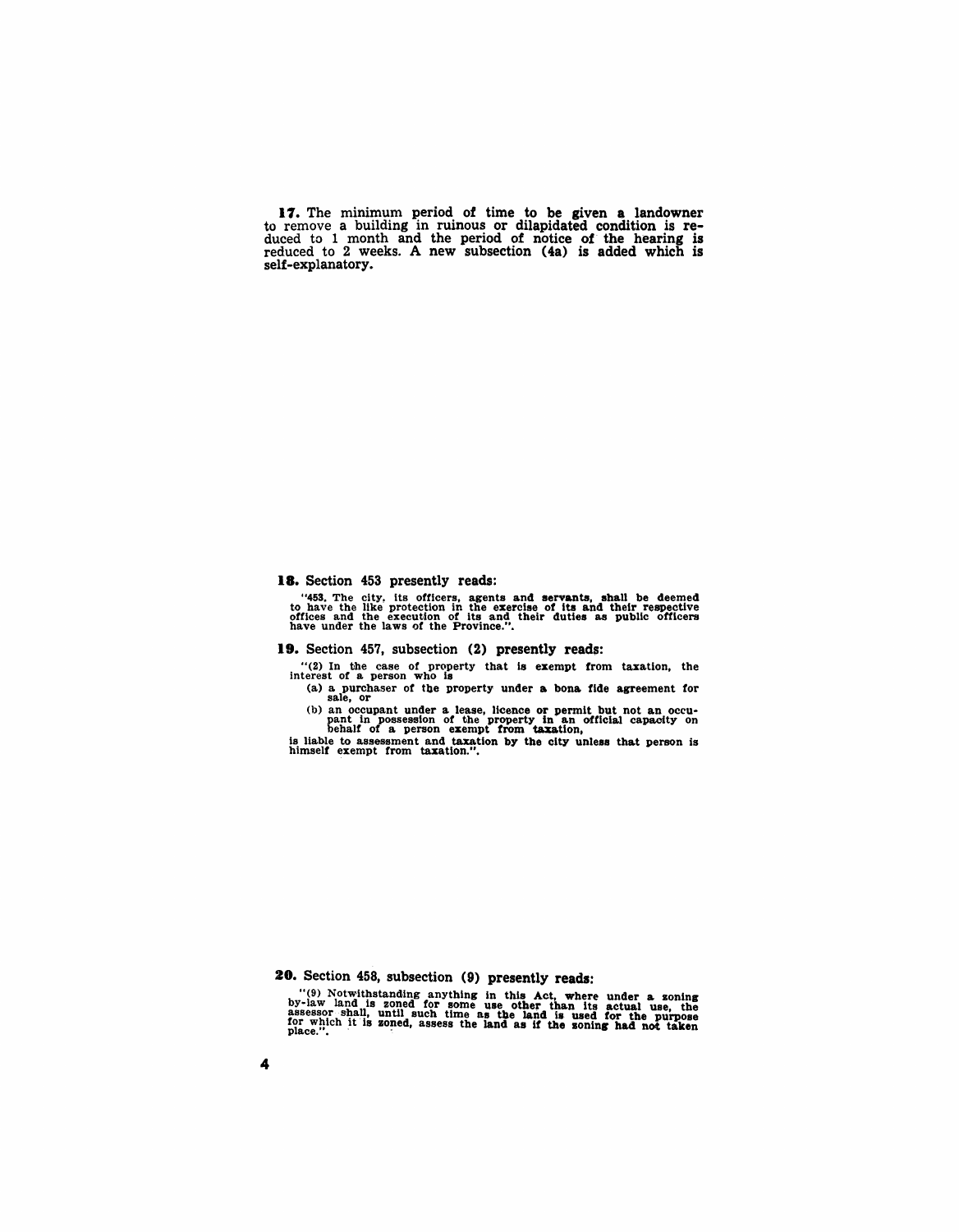**17.** The minimum period of time to be given a landowner to remove a building in ruinous or dilapidated condition is reduced to 1 month and the period of notice of the hearing is reduced to 2 weeks. A new subsection (4a) is added which is self-explanatory.

**18.** Section 453 presently reads:

"453. The city, its officers, agents and servants, shall be deemed to have the like protection in the exercise of its and their respective offices and the execution of its and their duties as public officers have under the laws of the Province.".

**19.** Section 457, subsection (2) presently reads:

"(2) In the case of property that is exempt from taxation, the interest of a person who is

(a) a purchaser of the property under a bona fide agreement for sale, or

(b) an occupant under a lease, licence or permit but not an occupant in possession of the property in an official capacity on behalf of a person exempt from taxation,

is liable to assessment and taxation by the city unless that person is himself exempt from taxation.".

**20.** Section 458, subsection (9) presently reads:

"(9) Notwithstanding anything in this Act, where under a zoning by-law land is zoned for some use other than its actual use, the assessor shall, until such time as the land is used for the purpose for which it is zoned, assess the land as if the zoning had not taken place.".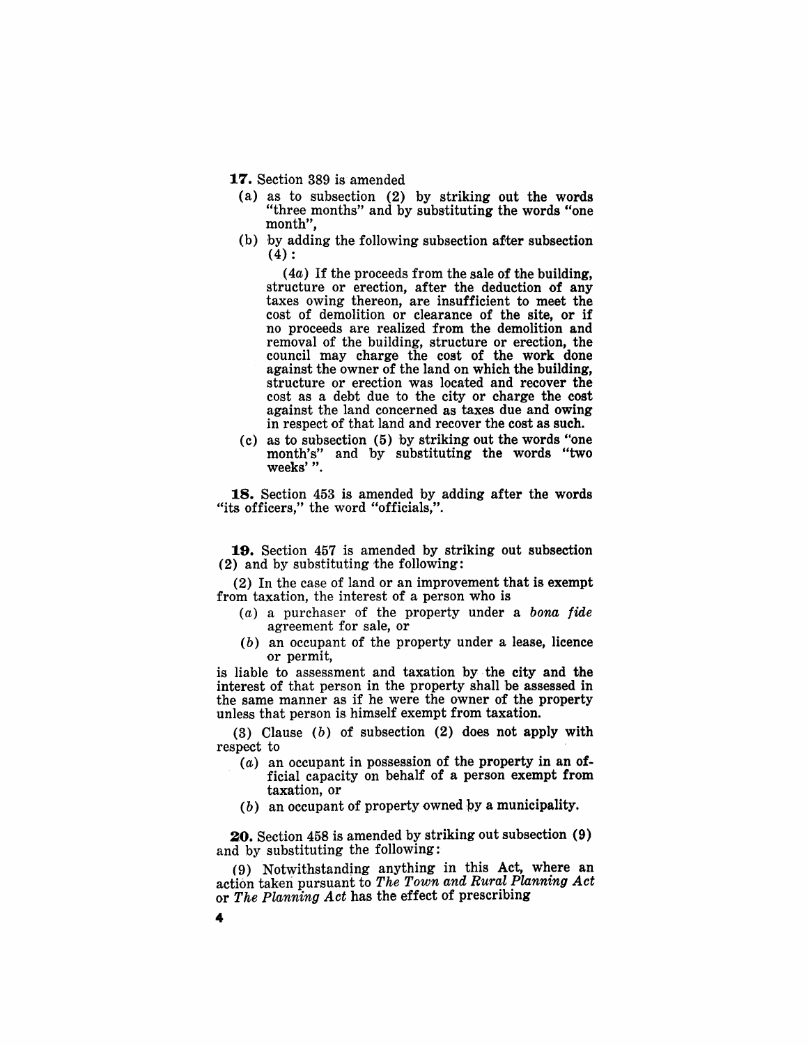**17.** Section 389 is amended

(a) as to subsection (2) by striking out the words "three months" and by substituting the words "one month",

(b) by adding the following subsection after subsection (4):

(*4a*) If the proceeds from the sale of the building, structure or erection, after the deduction of any taxes owing thereon, are insufficient to meet the cost of demolition or clearance of the site, or if no proceeds are realized from the demolition and removal of the building, structure or erection, the council may charge the cost of the work done against the owner of the land on which the building, structure or erection was located and recover the cost as a debt due to the city or charge the cost against the land concerned as taxes due and owing in respect of that land and recover the cost as such.

(c) as to subsection (5) by striking out the words "one month's" and by substituting the words "two weeks'".

**18.** Section 453 is amended by adding after the words "its officers," the word "officials,".

**19.** Section 457 is amended by striking out subsection (2) and by substituting the following:

(2) In the case of land or an improvement that is exempt from taxation, the interest of a person who is

(*a*) a purchaser of the property under a *bona fide* agreement for sale, or

(*b*) an occupant of the property under a lease, licence or permit,

is liable to assessment and taxation by the city and the interest of that person in the property shall be assessed in the same manner as if he were the owner of the property unless that person is himself exempt from taxation.

(3) Clause (*b*) of subsection (2) does not apply with respect to

(*a*) an occupant in possession of the property in an official capacity on behalf of a person exempt from taxation, or

(*b*) an occupant of property owned by a municipality.

**20.** Section 458 is amended by striking out subsection (9) and by substituting the following:

(9) Notwithstanding anything in this Act, where an action taken pursuant to *The Town and Rural Planning Act* or *The Planning Act* has the effect of prescribing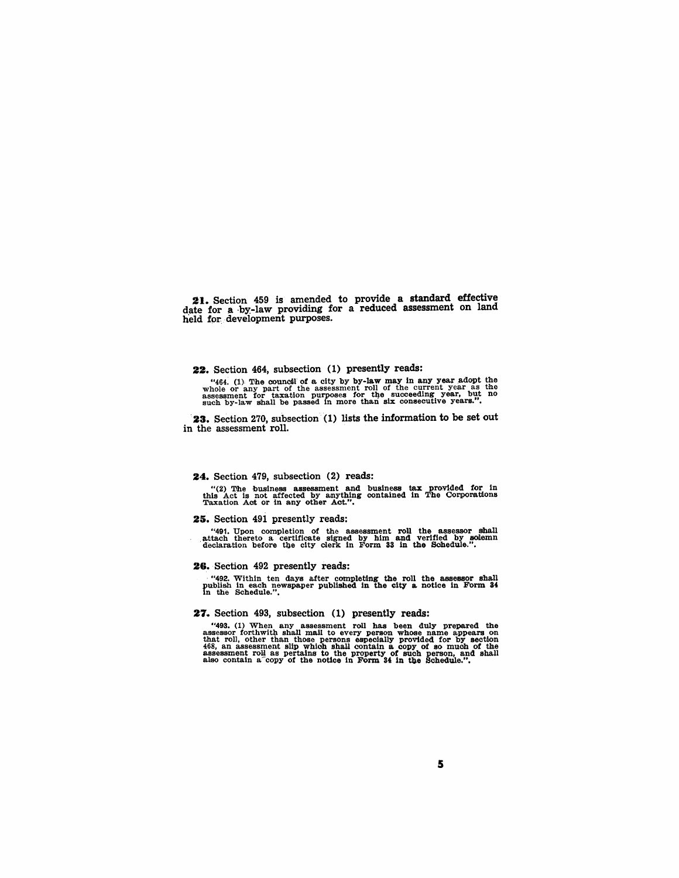**21.** Section 459 is amended to provide a standard effective date for a by-law providing for a reduced assessment on land held for development purposes.

**22.** Section 464, subsection (1) presently reads:

"464. (1) The council of a city by by-law may in any year adopt the whole or any part of the assessment roll of the current year as the assessment for taxation purposes for the succeeding year, but no such by-law shall be passed in more than six consecutive years.".

**23.** Section 270, subsection (1) lists the information to be set out in the assessment roll.

**24.** Section 479, subsection (2) reads:

"(2) The business assessment and business tax provided for in this Act is not affected by anything contained in The Corporations Taxation Act or in any other Act.".

**25.** Section 491 presently reads:

"491. Upon completion of the assessment roll the assessor shall attach thereto a certificate signed by him and verified by solemn declaration before the city clerk in Form 33 in the Schedule.".

**26.** Section 492 presently reads:

"492. Within ten days after completing the roll the assessor shall publish in each newspaper published in the city a notice in Form 34 in the Schedule.".

**27.** Section 493, subsection (1) presently reads:

"493. (1) When any assessment roll has been duly prepared the assessor forthwith shall mail to every person whose name appears on that roll, other than those persons especially provided for by section 468, an assessment slip which shall contain a copy of so much of the assessment roll as pertains to the property of such person, and shall also contain a copy of the notice in Form 34 in the Schedule.".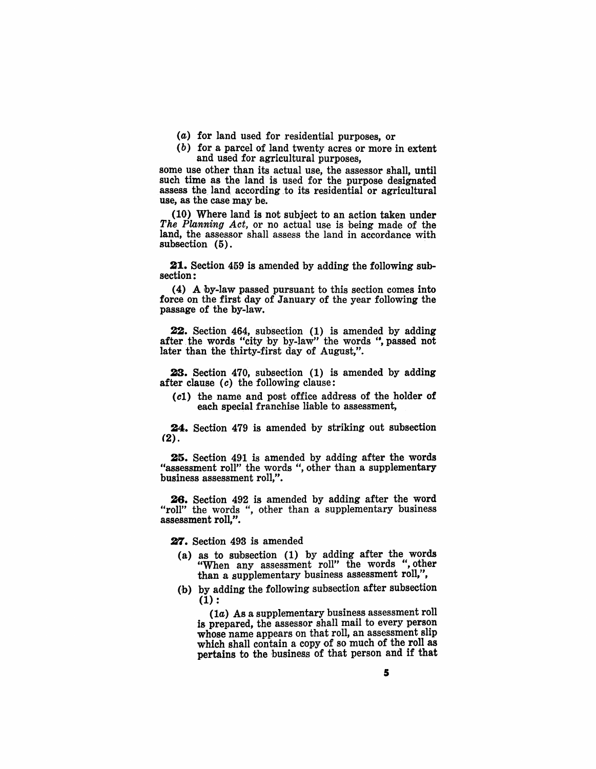(*a*) for land used for residential purposes, or

(*b*) for a parcel of land twenty acres or more in extent and used for agricultural purposes,

some use other than its actual use, the assessor shall, until such time as the land is used for the purpose designated assess the land according to its residential or agricultural use, as the case may be.

(10) Where land is not subject to an action taken under *The Planning Act*, or no actual use is being made of the land, the assessor shall assess the land in accordance with subsection (5).

**21.** Section 459 is amended by adding the following subsection:

(4) A by-law passed pursuant to this section comes into force on the first day of January of the year following the passage of the by-law.

**22.** Section 464, subsection (1) is amended by adding after the words "city by by-law" the words ", passed not later than the thirty-first day of August,".

**23.** Section 470, subsection (1) is amended by adding after clause (*c*) the following clause:

(*c1*) the name and post office address of the holder of each special franchise liable to assessment,

**24.** Section 479 is amended by striking out subsection (2).

**25.** Section 491 is amended by adding after the words "assessment roll" the words ", other than a supplementary business assessment roll,".

**26.** Section 492 is amended by adding after the word "roll" the words ", other than a supplementary business assessment roll,".

**27.** Section 493 is amended

(a) as to subsection (1) by adding after the words "When any assessment roll" the words ", other than a supplementary business assessment roll,",

(b) by adding the following subsection after subsection (1):

(1*a*) As a supplementary business assessment roll is prepared, the assessor shall mail to every person whose name appears on that roll, an assessment slip which shall contain a copy of so much of the roll as pertains to the business of that person and if that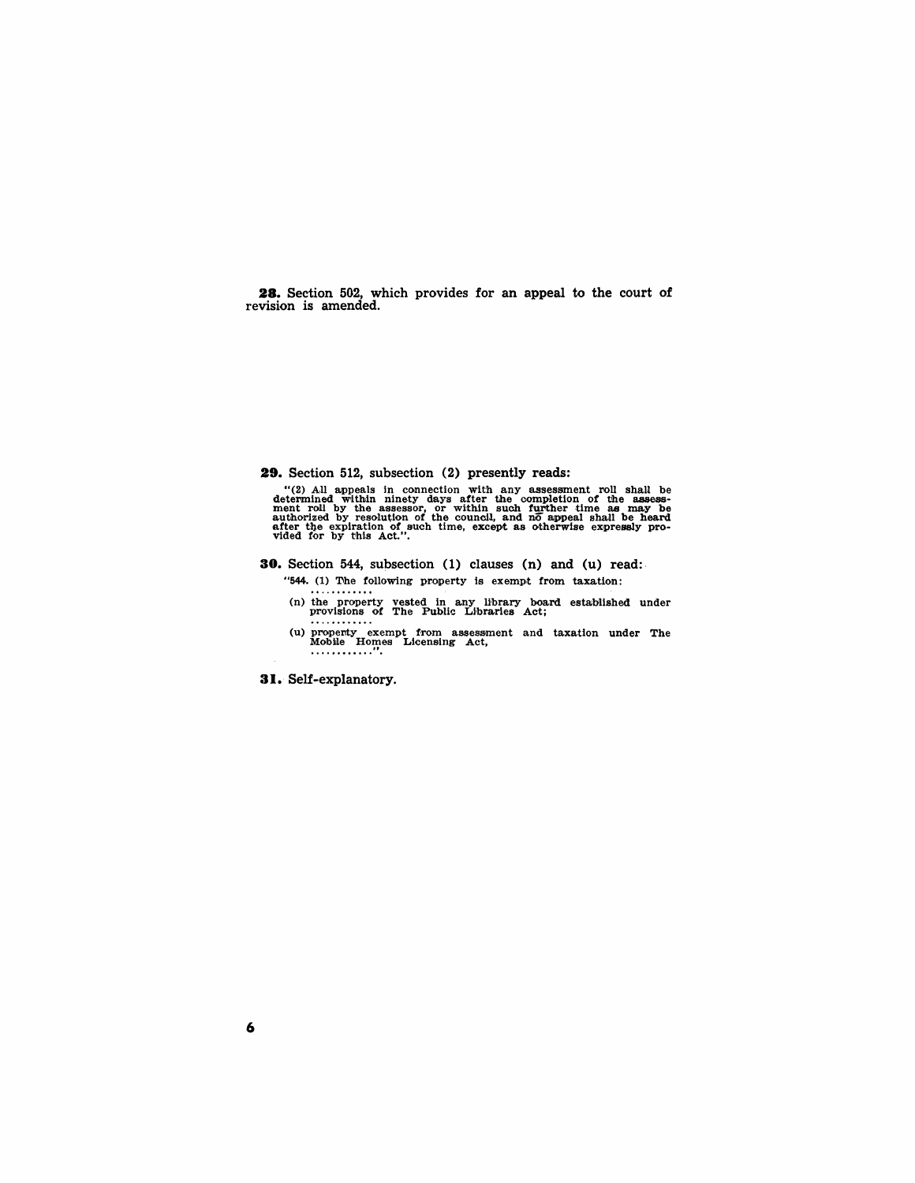**28.** Section 502, which provides for an appeal to the court of revision is amended.

**29.** Section 512, subsection (2) presently reads:

"(2) All appeals in connection with any assessment roll shall be determined within ninety days after the completion of the assessment roll by the assessor, or within such further time as may be authorized by resolution of the council, and no appeal shall be heard after the expiration of such time, except as otherwise expressly provided for by this Act.".

**30.** Section 544, subsection (1) clauses (n) and (u) read:

"544. (1) The following property is exempt from taxation:

............

(n) the property vested in any library board established under provisions of The Public Libraries Act;

............

(u) property exempt from assessment and taxation under The Mobile Homes Licensing Act,

............".

**31.** Self-explanatory.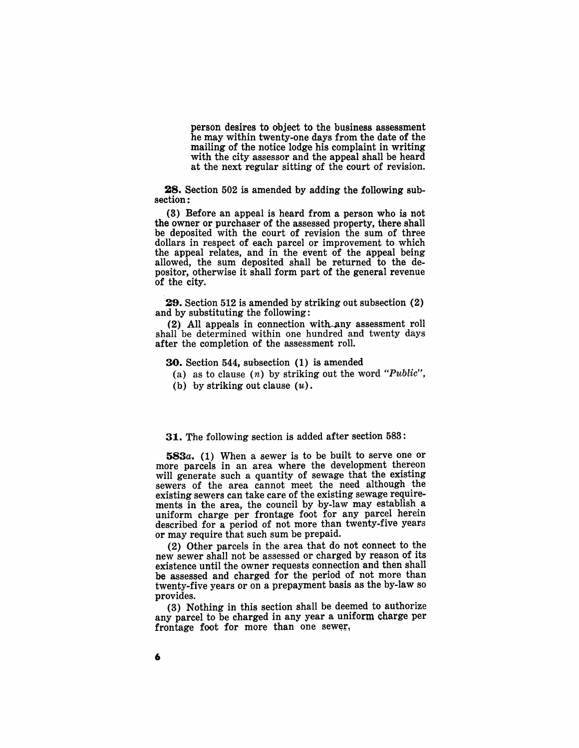person desires to object to the business assessment he may within twenty-one days from the date of the mailing of the notice lodge his complaint in writing with the city assessor and the appeal shall be heard at the next regular sitting of the court of revision.

**28.** Section 502 is amended by adding the following subsection:

(3) Before an appeal is heard from a person who is not the owner or purchaser of the assessed property, there shall be deposited with the court of revision the sum of three dollars in respect of each parcel or improvement to which the appeal relates, and in the event of the appeal being allowed, the sum deposited shall be returned to the depositor, otherwise it shall form part of the general revenue of the city.

**29.** Section 512 is amended by striking out subsection (2) and by substituting the following:

(2) All appeals in connection with any assessment roll shall be determined within one hundred and twenty days after the completion of the assessment roll.

**30.** Section 544, subsection (1) is amended

(a) as to clause (*n*) by striking out the word *"Public"*,

(b) by striking out clause (*u*).

**31.** The following section is added after section 583:

**583*a*.** (1) When a sewer is to be built to serve one or more parcels in an area where the development thereon will generate such a quantity of sewage that the existing sewers of the area cannot meet the need although the existing sewers can take care of the existing sewage requirements in the area, the council by by-law may establish a uniform charge per frontage foot for any parcel herein described for a period of not more than twenty-five years or may require that such sum be prepaid.

(2) Other parcels in the area that do not connect to the new sewer shall not be assessed or charged by reason of its existence until the owner requests connection and then shall be assessed and charged for the period of not more than twenty-five years or on a prepayment basis as the by-law so provides.

(3) Nothing in this section shall be deemed to authorize any parcel to be charged in any year a uniform charge per frontage foot for more than one sewer.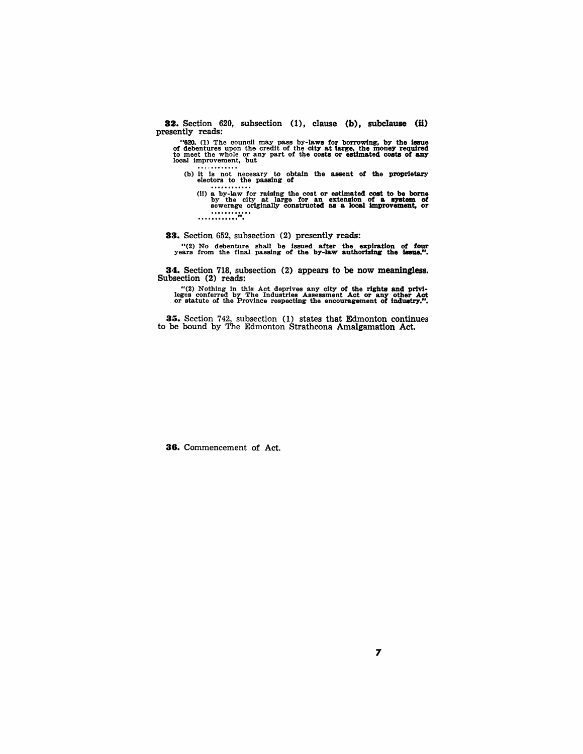**32.** Section 620, subsection (1), clause (b), subclause (ii) presently reads:

> "620. (1) The council may pass by-laws for borrowing, by the issue of debentures upon the credit of the city at large, the money required to meet the whole or any part of the costs or estimated costs of any local improvement, but
>
> . . . . . . . . . . . .
>
> (b) it is not necesary to obtain the assent of the proprietary electors to the passing of
>
> . . . . . . . . . . . .
>
> (ii) a by-law for raising the cost or estimated cost to be borne by the city at large for an extension of a system of sewerage originally constructed as a local improvement, or
>
> . . . . . . . . . . . .
>
> . . . . . . . . . . . .".

**33.** Section 652, subsection (2) presently reads:

> "(2) No debenture shall be issued after the expiration of four years from the final passing of the by-law authorizing the issue.".

**34.** Section 718, subsection (2) appears to be now meaningless. Subsection (2) reads:

> "(2) Nothing in this Act deprives any city of the rights and privileges conferred by The Industries Assessment Act or any other Act or statute of the Province respecting the encouragement of industry.".

**35.** Section 742, subsection (1) states that Edmonton continues to be bound by The Edmonton Strathcona Amalgamation Act.

**36.** Commencement of Act.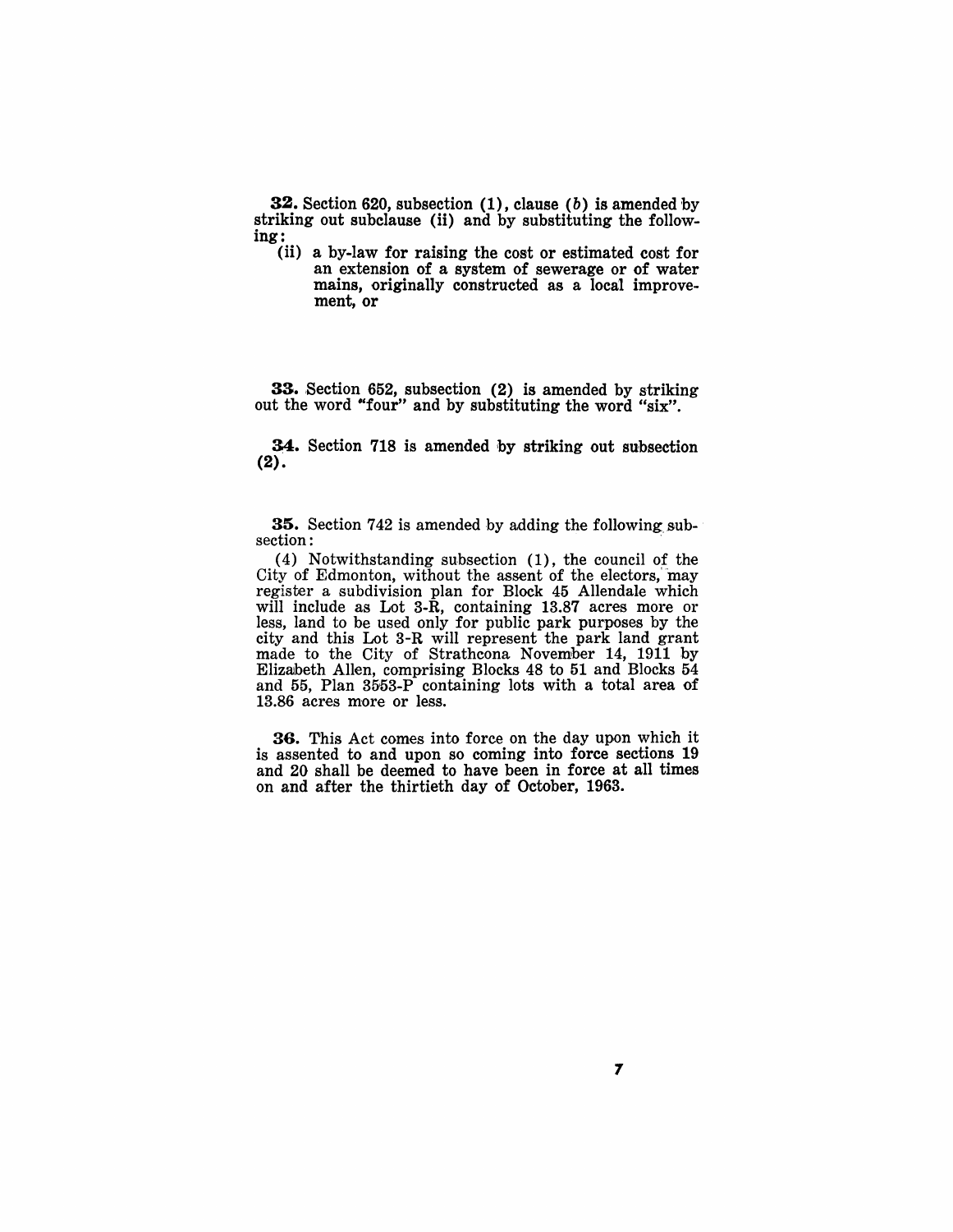**32.** Section 620, subsection (1), clause (*b*) is amended by striking out subclause (ii) and by substituting the following:

(ii) a by-law for raising the cost or estimated cost for an extension of a system of sewerage or of water mains, originally constructed as a local improvement, or

**33.** Section 652, subsection (2) is amended by striking out the word "four" and by substituting the word "six".

**34.** Section 718 is amended by striking out subsection (2).

**35.** Section 742 is amended by adding the following subsection:

(4) Notwithstanding subsection (1), the council of the City of Edmonton, without the assent of the electors, may register a subdivision plan for Block 45 Allendale which will include as Lot 3-R, containing 13.87 acres more or less, land to be used only for public park purposes by the city and this Lot 3-R will represent the park land grant made to the City of Strathcona November 14, 1911 by Elizabeth Allen, comprising Blocks 48 to 51 and Blocks 54 and 55, Plan 3553-P containing lots with a total area of 13.86 acres more or less.

**36.** This Act comes into force on the day upon which it is assented to and upon so coming into force sections 19 and 20 shall be deemed to have been in force at all times on and after the thirtieth day of October, 1963.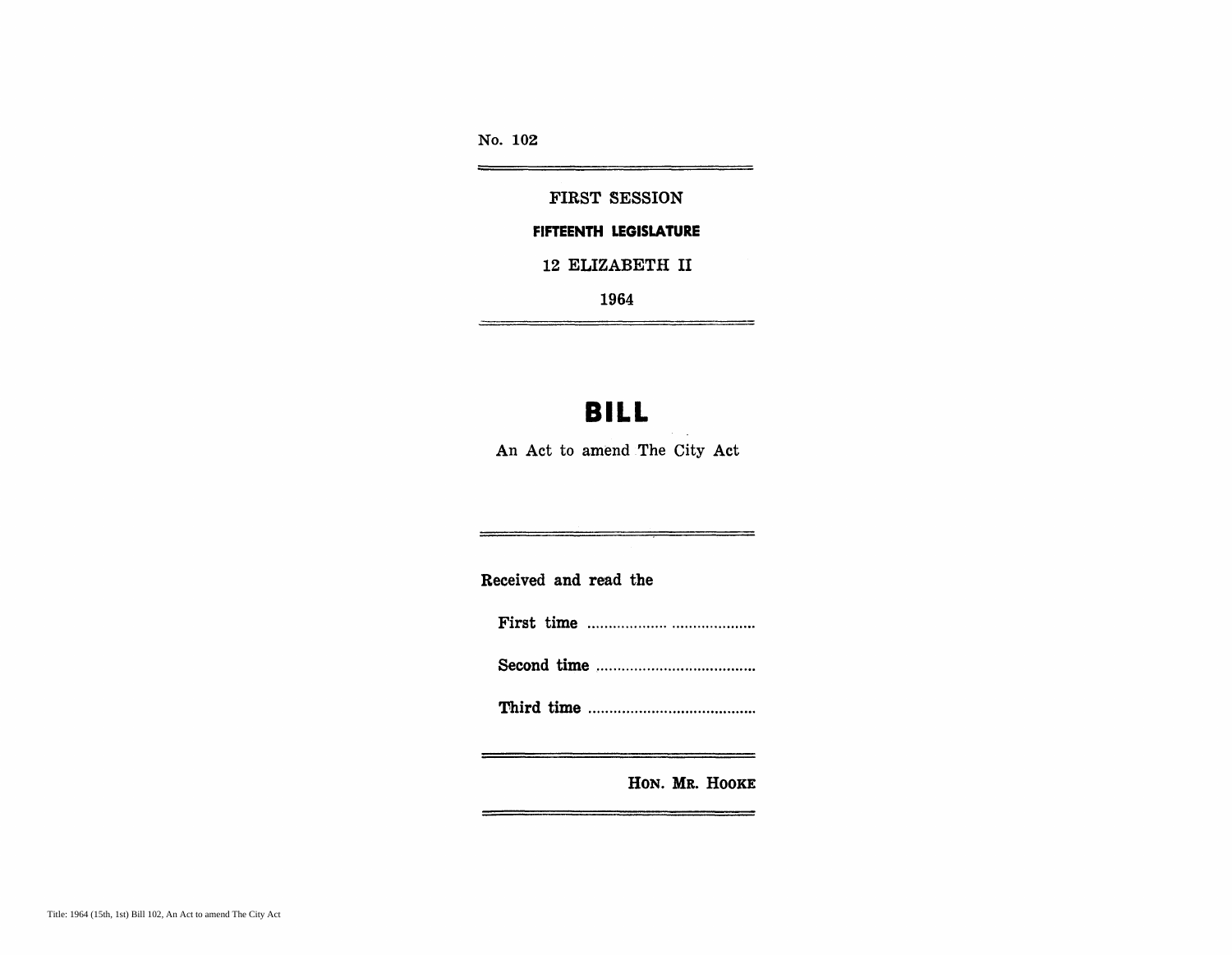No. 102

FIRST SESSION

**FIFTEENTH LEGISLATURE**

12 ELIZABETH II

**1964**

# BILL

An Act to amend The City Act

**Received and read the**

**First time** .......................................

**Second time** .......................................

**Third time** .......................................

**HON. MR. HOOKE**

Title: 1964 (15th, 1st) Bill 102, An Act to amend The City Act